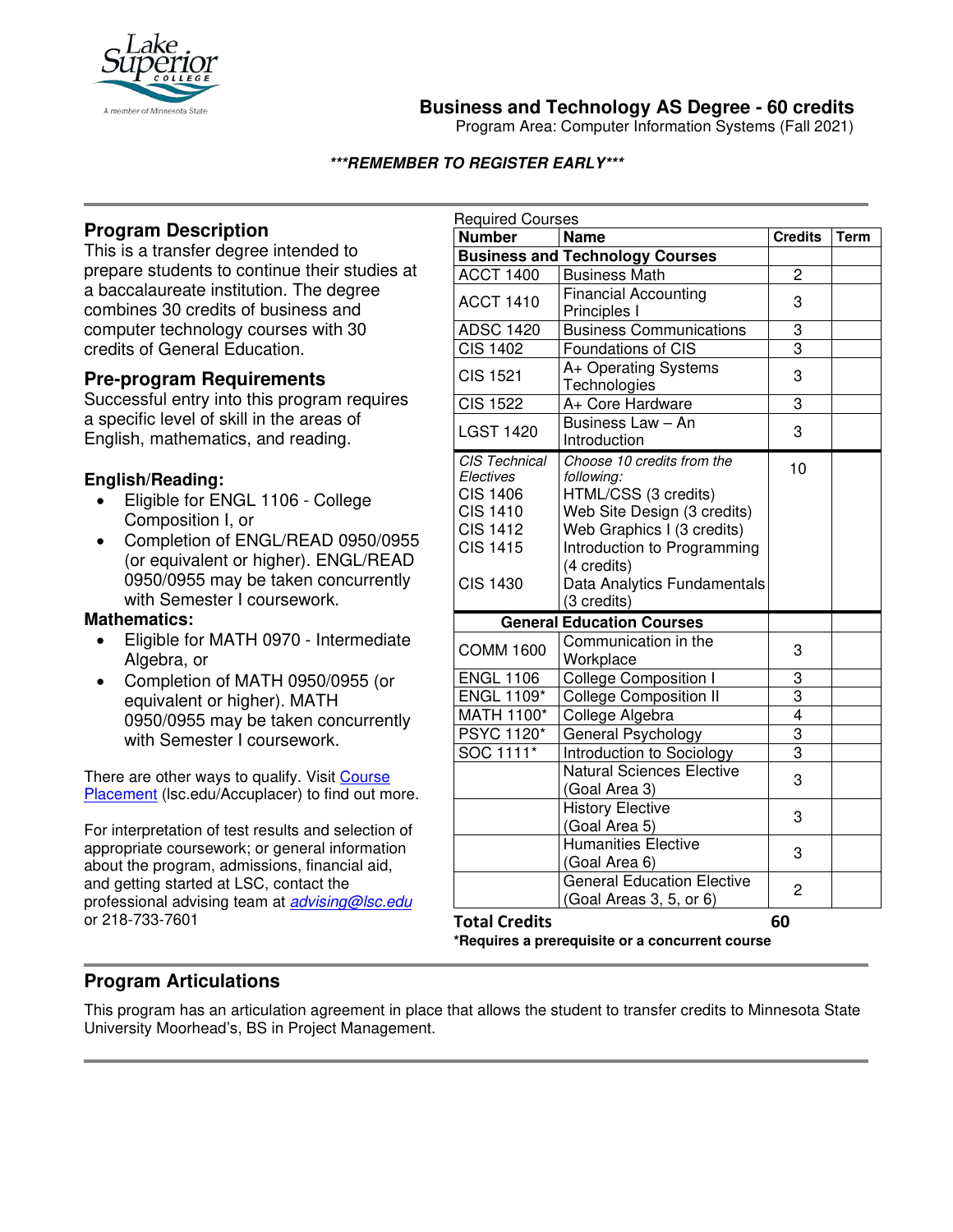# Business and Technology AS Degree - 60 credits

Program Area: Computer Information Systems (Fall 2021)

***REMEMBER TO REGISTER EARLY***

## Program Description

This is a transfer degree intended to prepare students to continue their studies at a baccalaureate institution. The degree combines 30 credits of business and computer technology courses with 30 credits of General Education.

## Pre-program Requirements

Successful entry into this program requires a specific level of skill in the areas of English, mathematics, and reading.

### English/Reading:

- Eligible for ENGL 1106 - College Composition I, or
- Completion of ENGL/READ 0950/0955 (or equivalent or higher). ENGL/READ 0950/0955 may be taken concurrently with Semester I coursework.

### Mathematics:

- Eligible for MATH 0970 - Intermediate Algebra, or
- Completion of MATH 0950/0955 (or equivalent or higher). MATH 0950/0955 may be taken concurrently with Semester I coursework.

There are other ways to qualify. Visit Course Placement (lsc.edu/Accuplacer) to find out more.

For interpretation of test results and selection of appropriate coursework; or general information about the program, admissions, financial aid, and getting started at LSC, contact the professional advising team at *advising@lsc.edu* or 218-733-7601

Required Courses

| Number | Name | Credits | Term |
|---|---|---|---|
| **Business and Technology Courses** | | | |
| ACCT 1400 | Business Math | 2 | |
| ACCT 1410 | Financial Accounting Principles I | 3 | |
| ADSC 1420 | Business Communications | 3 | |
| CIS 1402 | Foundations of CIS | 3 | |
| CIS 1521 | A+ Operating Systems Technologies | 3 | |
| CIS 1522 | A+ Core Hardware | 3 | |
| LGST 1420 | Business Law – An Introduction | 3 | |
| *CIS Technical Electives* | *Choose 10 credits from the following:* | 10 | |
| CIS 1406 | HTML/CSS (3 credits) | | |
| CIS 1410 | Web Site Design (3 credits) | | |
| CIS 1412 | Web Graphics I (3 credits) | | |
| CIS 1415 | Introduction to Programming (4 credits) | | |
| CIS 1430 | Data Analytics Fundamentals (3 credits) | | |
| **General Education Courses** | | | |
| COMM 1600 | Communication in the Workplace | 3 | |
| ENGL 1106 | College Composition I | 3 | |
| ENGL 1109* | College Composition II | 3 | |
| MATH 1100* | College Algebra | 4 | |
| PSYC 1120* | General Psychology | 3 | |
| SOC 1111* | Introduction to Sociology | 3 | |
| | Natural Sciences Elective (Goal Area 3) | 3 | |
| | History Elective (Goal Area 5) | 3 | |
| | Humanities Elective (Goal Area 6) | 3 | |
| | General Education Elective (Goal Areas 3, 5, or 6) | 2 | |
| **Total Credits** | | **60** | |

***Requires a prerequisite or a concurrent course**

## Program Articulations

This program has an articulation agreement in place that allows the student to transfer credits to Minnesota State University Moorhead's, BS in Project Management.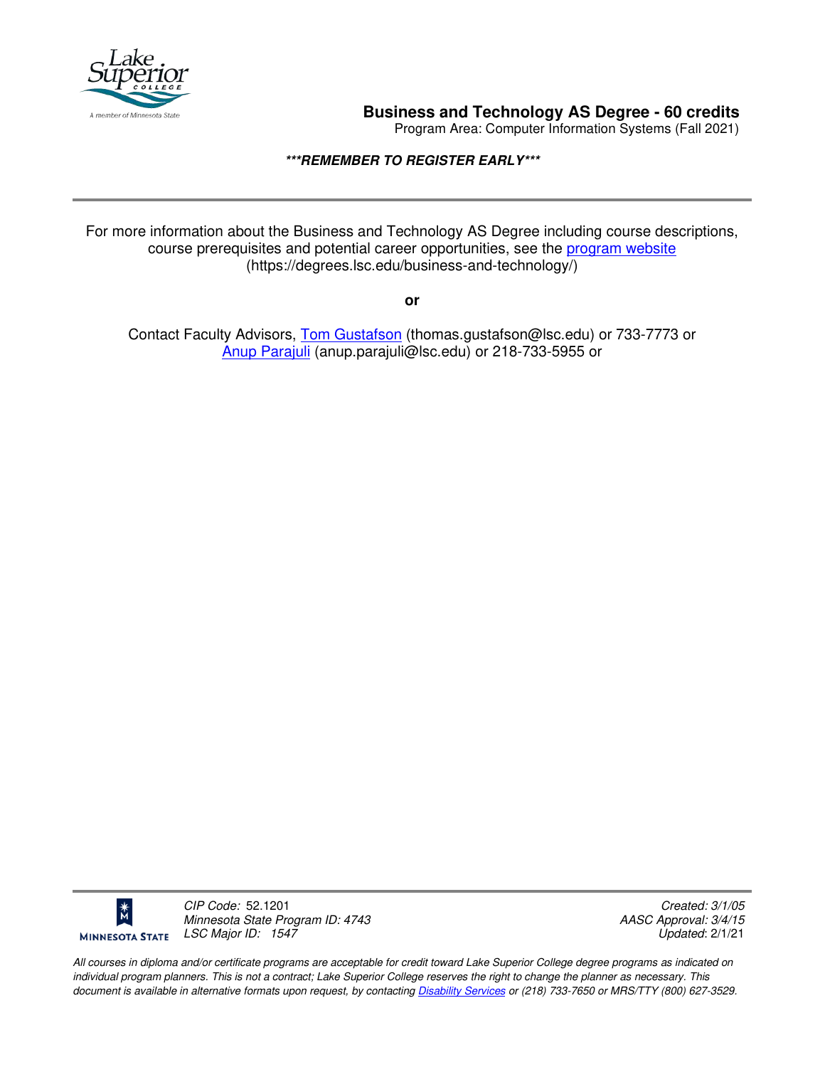# Business and Technology AS Degree - 60 credits

Program Area: Computer Information Systems (Fall 2021)

***REMEMBER TO REGISTER EARLY***

For more information about the Business and Technology AS Degree including course descriptions, course prerequisites and potential career opportunities, see the program website (https://degrees.lsc.edu/business-and-technology/)

**or**

Contact Faculty Advisors, Tom Gustafson (thomas.gustafson@lsc.edu) or 733-7773 or Anup Parajuli (anup.parajuli@lsc.edu) or 218-733-5955 or

*CIP Code:* 52.1201
*Minnesota State Program ID: 4743*
*LSC Major ID: 1547*

*Created: 3/1/05*
*AASC Approval: 3/4/15*
*Updated*: 2/1/21

*All courses in diploma and/or certificate programs are acceptable for credit toward Lake Superior College degree programs as indicated on individual program planners. This is not a contract; Lake Superior College reserves the right to change the planner as necessary. This document is available in alternative formats upon request, by contacting Disability Services or (218) 733-7650 or MRS/TTY (800) 627-3529.*